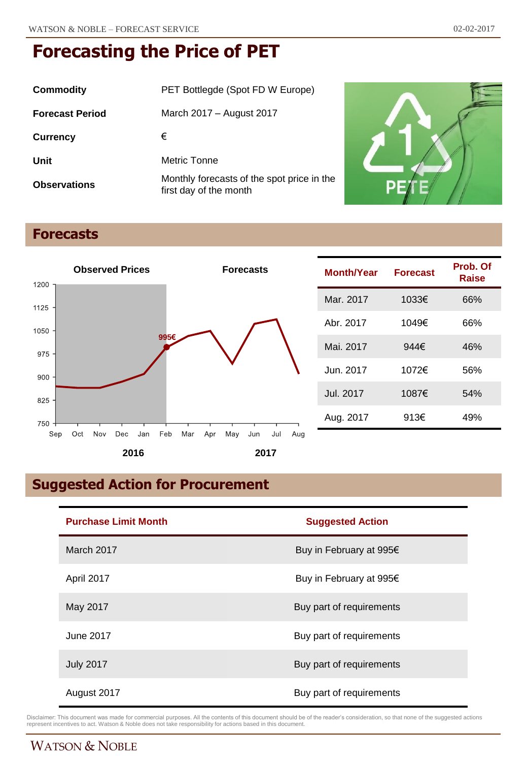# Forecasting the Price of PET

| | |
|---|---|
| **Commodity** | PET Bottlegde (Spot FD W Europe) |
| **Forecast Period** | March 2017 – August 2017 |
| **Currency** | € |
| **Unit** | Metric Tonne |
| **Observations** | Monthly forecasts of the spot price in the first day of the month |

## Forecasts

| Month/Year | Forecast | Prob. Of Raise |
|---|---|---|
| Mar. 2017 | 1033€ | 66% |
| Abr. 2017 | 1049€ | 66% |
| Mai. 2017 | 944€ | 46% |
| Jun. 2017 | 1072€ | 56% |
| Jul. 2017 | 1087€ | 54% |
| Aug. 2017 | 913€ | 49% |

## Suggested Action for Procurement

| Purchase Limit Month | Suggested Action |
|---|---|
| March 2017 | Buy in February at 995€ |
| April 2017 | Buy in February at 995€ |
| May 2017 | Buy part of requirements |
| June 2017 | Buy part of requirements |
| July 2017 | Buy part of requirements |
| August 2017 | Buy part of requirements |

Disclaimer: This document was made for commercial purposes. All the contents of this document should be of the reader's consideration, so that none of the suggested actions represent incentives to act. Watson & Noble does not take responsibility for actions based in this document.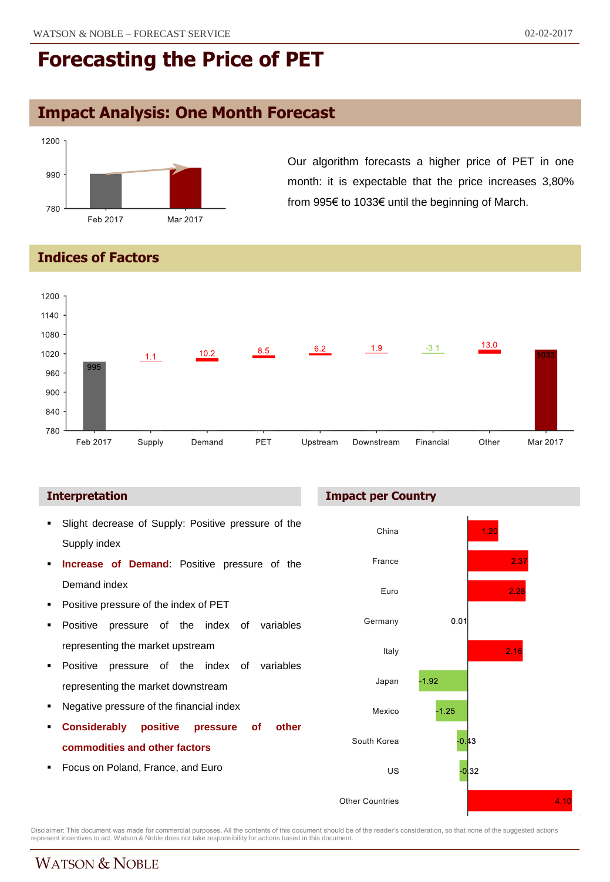# Forecasting the Price of PET

## Impact Analysis: One Month Forecast

Our algorithm forecasts a higher price of PET in one month: it is expectable that the price increases 3,80% from 995€ to 1033€ until the beginning of March.

## Indices of Factors

| Feb 2017 | Supply | Demand | PET | Upstream | Downstream | Financial | Other | Mar 2017 |
|---|---|---|---|---|---|---|---|---|
| 995 | 1.1 | 10.2 | 8.5 | 6.2 | 1.9 | -3.1 | 13.0 | 1033 |

### Interpretation

- Slight decrease of Supply: Positive pressure of the Supply index
- **Increase of Demand**: Positive pressure of the Demand index
- Positive pressure of the index of PET
- Positive pressure of the index of variables representing the market upstream
- Positive pressure of the index of variables representing the market downstream
- Negative pressure of the financial index
- **Considerably positive pressure of other commodities and other factors**
- Focus on Poland, France, and Euro

### Impact per Country

| Country | Impact |
|---|---|
| China | 1.20 |
| France | 2.37 |
| Euro | 2.28 |
| Germany | 0.01 |
| Italy | 2.16 |
| Japan | -1.92 |
| Mexico | -1.25 |
| South Korea | -0.43 |
| US | -0.32 |
| Other Countries | 4.10 |

Disclaimer: This document was made for commercial purposes. All the contents of this document should be of the reader's consideration, so that none of the suggested actions represent incentives to act. Watson & Noble does not take responsibility for actions based in this document.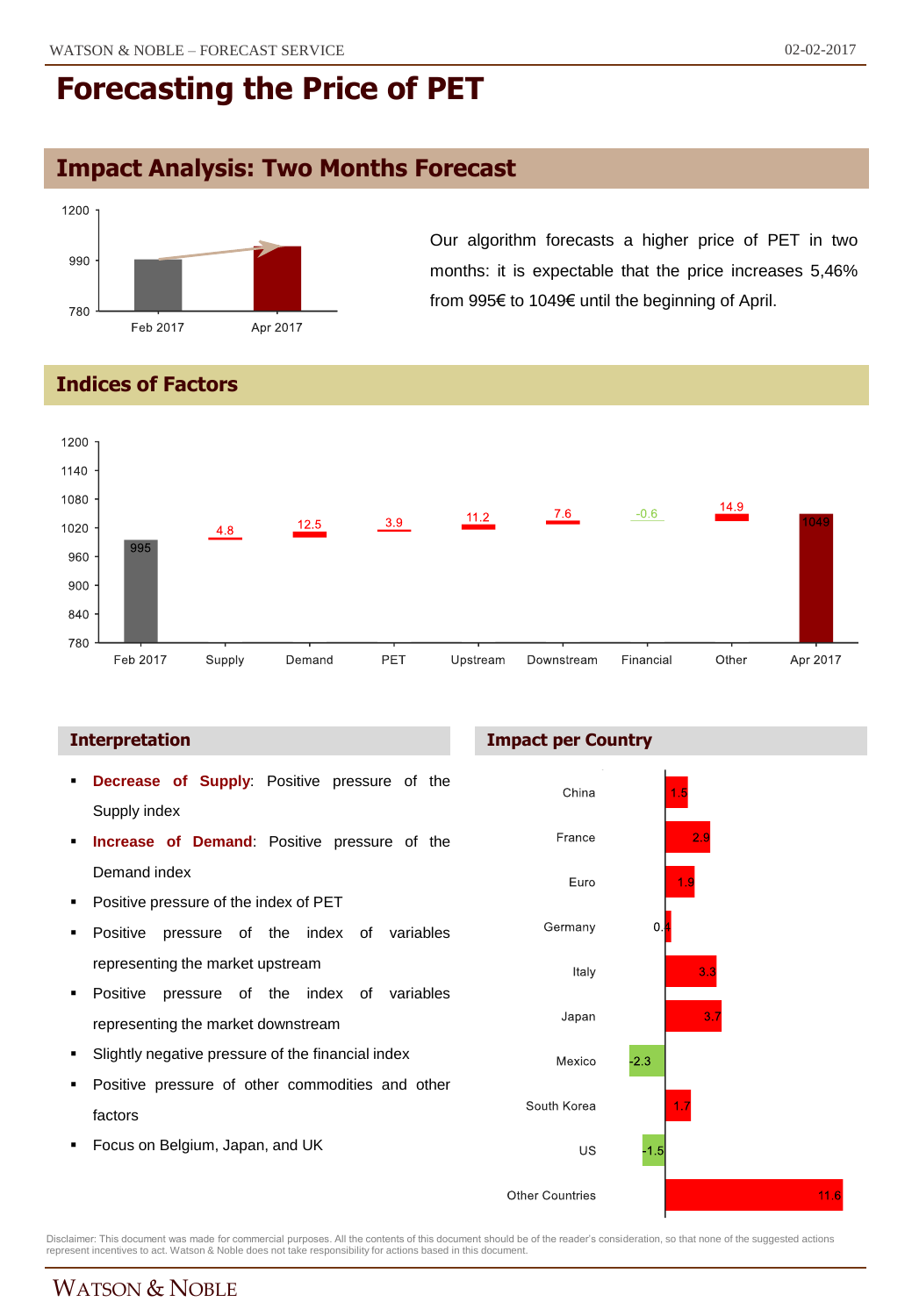# Forecasting the Price of PET

## Impact Analysis: Two Months Forecast

| | Price (€) |
|---|---|
| Feb 2017 | 995 |
| Apr 2017 | 1049 |

Our algorithm forecasts a higher price of PET in two months: it is expectable that the price increases 5,46% from 995€ to 1049€ until the beginning of April.

## Indices of Factors

| Feb 2017 | Supply | Demand | PET | Upstream | Downstream | Financial | Other | Apr 2017 |
|---|---|---|---|---|---|---|---|---|
| 995 | 4.8 | 12.5 | 3.9 | 11.2 | 7.6 | -0.6 | 14.9 | 1049 |

### Interpretation

- **Decrease of Supply**: Positive pressure of the Supply index
- **Increase of Demand**: Positive pressure of the Demand index
- Positive pressure of the index of PET
- Positive pressure of the index of variables representing the market upstream
- Positive pressure of the index of variables representing the market downstream
- Slightly negative pressure of the financial index
- Positive pressure of other commodities and other factors
- Focus on Belgium, Japan, and UK

### Impact per Country

| Country | Impact |
|---|---|
| China | 1.5 |
| France | 2.9 |
| Euro | 1.9 |
| Germany | 0.4 |
| Italy | 3.3 |
| Japan | 3.7 |
| Mexico | -2.3 |
| South Korea | 1.7 |
| US | -1.5 |
| Other Countries | 11.6 |

Disclaimer: This document was made for commercial purposes. All the contents of this document should be of the reader's consideration, so that none of the suggested actions represent incentives to act. Watson & Noble does not take responsibility for actions based in this document.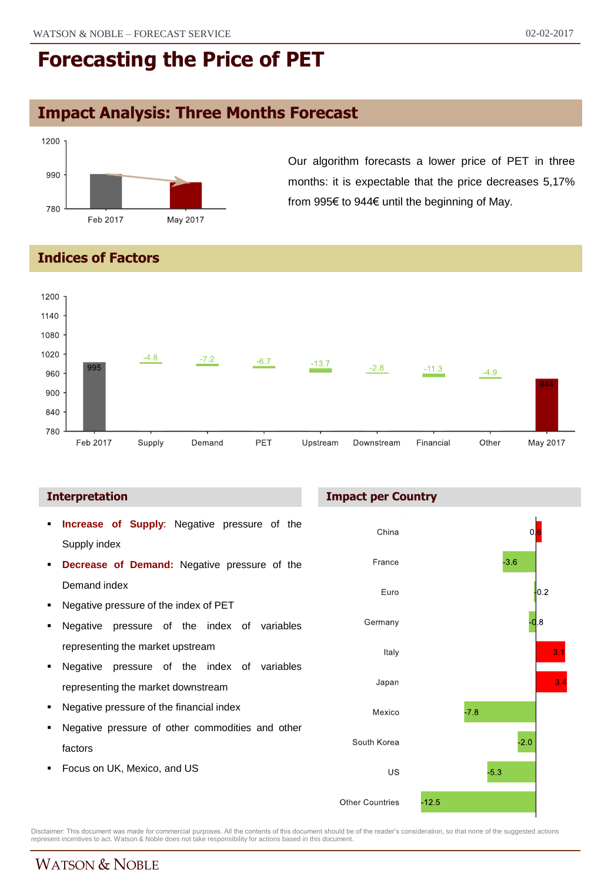# Forecasting the Price of PET

## Impact Analysis: Three Months Forecast

Our algorithm forecasts a lower price of PET in three months: it is expectable that the price decreases 5,17% from 995€ to 944€ until the beginning of May.

## Indices of Factors

| | Feb 2017 | Supply | Demand | PET | Upstream | Downstream | Financial | Other | May 2017 |
|---|---|---|---|---|---|---|---|---|---|
| Value | 995 | -4.8 | -7.2 | -6.7 | -13.7 | -2.8 | -11.3 | -4.9 | 944 |

### Interpretation

- **Increase of Supply**: Negative pressure of the Supply index
- **Decrease of Demand:** Negative pressure of the Demand index
- Negative pressure of the index of PET
- Negative pressure of the index of variables representing the market upstream
- Negative pressure of the index of variables representing the market downstream
- Negative pressure of the financial index
- Negative pressure of other commodities and other factors
- Focus on UK, Mexico, and US

### Impact per Country

| Country | Impact |
|---|---|
| China | 0.6 |
| France | -3.6 |
| Euro | 0.2 |
| Germany | -0.8 |
| Italy | 3.1 |
| Japan | 3.4 |
| Mexico | -7.8 |
| South Korea | -2.0 |
| US | -5.3 |
| Other Countries | -12.5 |

Disclaimer: This document was made for commercial purposes. All the contents of this document should be of the reader's consideration, so that none of the suggested actions represent incentives to act. Watson & Noble does not take responsibility for actions based in this document.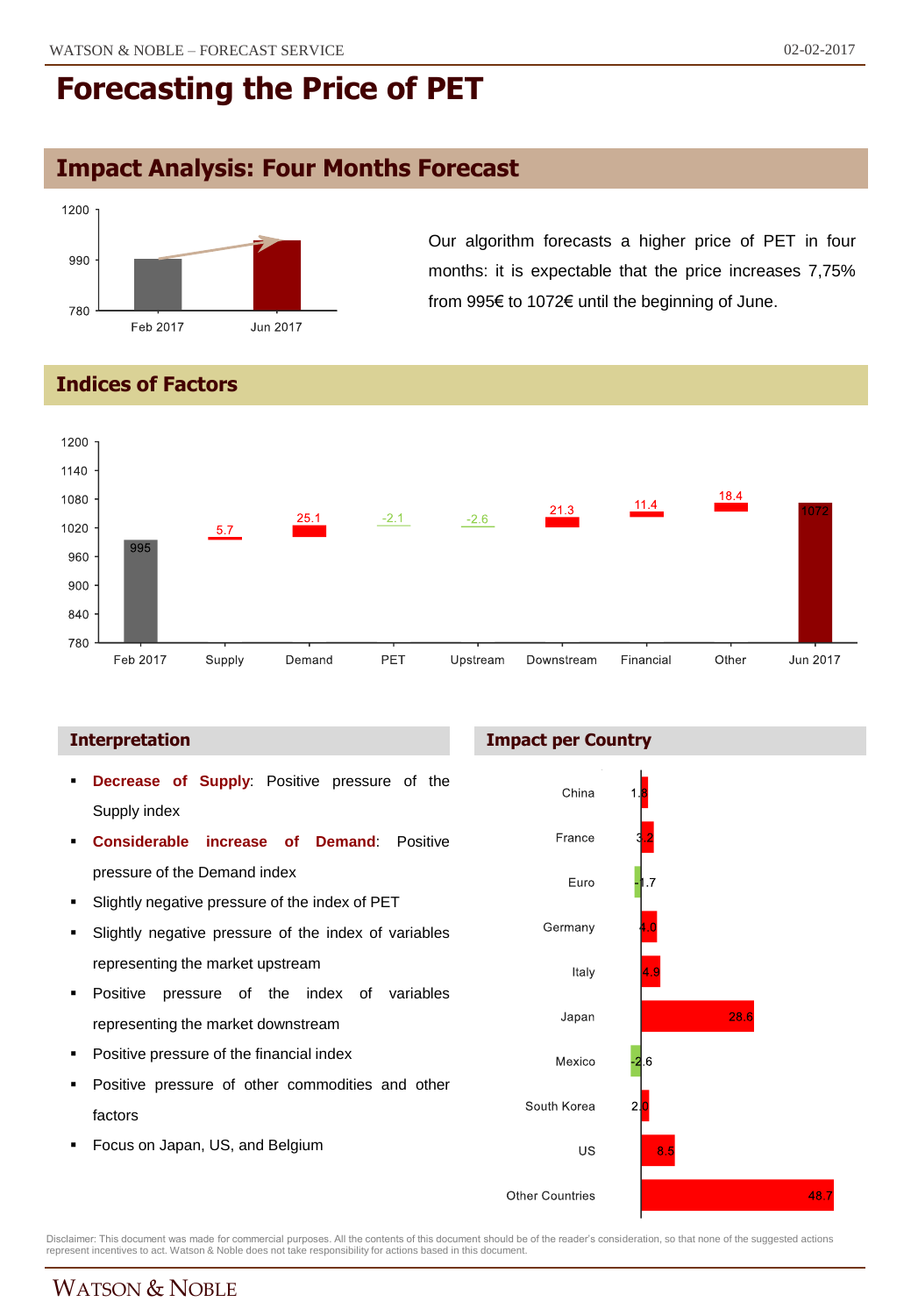# Forecasting the Price of PET

## Impact Analysis: Four Months Forecast

| | Price |
|---|---|
| Feb 2017 | 995 |
| Jun 2017 | 1072 |

Our algorithm forecasts a higher price of PET in four months: it is expectable that the price increases 7,75% from 995€ to 1072€ until the beginning of June.

## Indices of Factors

| Factor | Value |
|---|---|
| Feb 2017 | 995 |
| Supply | 5.7 |
| Demand | 25.1 |
| PET | -2.1 |
| Upstream | -2.6 |
| Downstream | 21.3 |
| Financial | 11.4 |
| Other | 18.4 |
| Jun 2017 | 1072 |

### Interpretation

- **Decrease of Supply**: Positive pressure of the Supply index
- **Considerable increase of Demand**: Positive pressure of the Demand index
- Slightly negative pressure of the index of PET
- Slightly negative pressure of the index of variables representing the market upstream
- Positive pressure of the index of variables representing the market downstream
- Positive pressure of the financial index
- Positive pressure of other commodities and other factors
- Focus on Japan, US, and Belgium

### Impact per Country

| Country | Impact |
|---|---|
| China | 1.8 |
| France | 3.2 |
| Euro | -1.7 |
| Germany | 4.0 |
| Italy | 4.9 |
| Japan | 28.6 |
| Mexico | -2.6 |
| South Korea | 2.0 |
| US | 8.5 |
| Other Countries | 48.7 |

Disclaimer: This document was made for commercial purposes. All the contents of this document should be of the reader's consideration, so that none of the suggested actions represent incentives to act. Watson & Noble does not take responsibility for actions based in this document.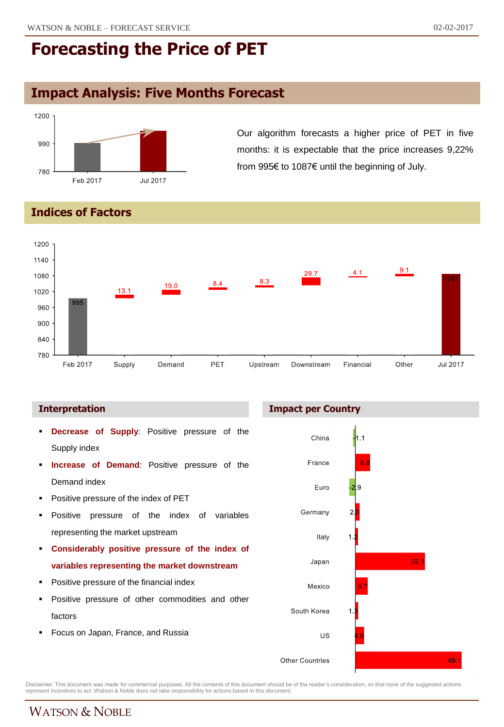# Forecasting the Price of PET

## Impact Analysis: Five Months Forecast

| | Price |
|---|---|
| Feb 2017 | 995 |
| Jul 2017 | 1087 |

Our algorithm forecasts a higher price of PET in five months: it is expectable that the price increases 9,22% from 995€ to 1087€ until the beginning of July.

## Indices of Factors

| Feb 2017 | Supply | Demand | PET | Upstream | Downstream | Financial | Other | Jul 2017 |
|---|---|---|---|---|---|---|---|---|
| 995 | 13.1 | 19.0 | 8.4 | 8.3 | 29.7 | 4.1 | 9.1 | 1087 |

### Interpretation

- **Decrease of Supply**: Positive pressure of the Supply index
- **Increase of Demand**: Positive pressure of the Demand index
- Positive pressure of the index of PET
- Positive pressure of the index of variables representing the market upstream
- **Considerably positive pressure of the index of variables representing the market downstream**
- Positive pressure of the financial index
- Positive pressure of other commodities and other factors
- Focus on Japan, France, and Russia

### Impact per Country

| Country | Impact |
|---|---|
| China | -1.1 |
| France | 6.8 |
| Euro | -2.9 |
| Germany | 2.0 |
| Italy | 1.2 |
| Japan | 32.1 |
| Mexico | 5.7 |
| South Korea | 1.3 |
| US | 4.0 |
| Other Countries | 49.1 |

Disclaimer: This document was made for commercial purposes. All the contents of this document should be of the reader's consideration, so that none of the suggested actions represent incentives to act. Watson & Noble does not take responsibility for actions based in this document.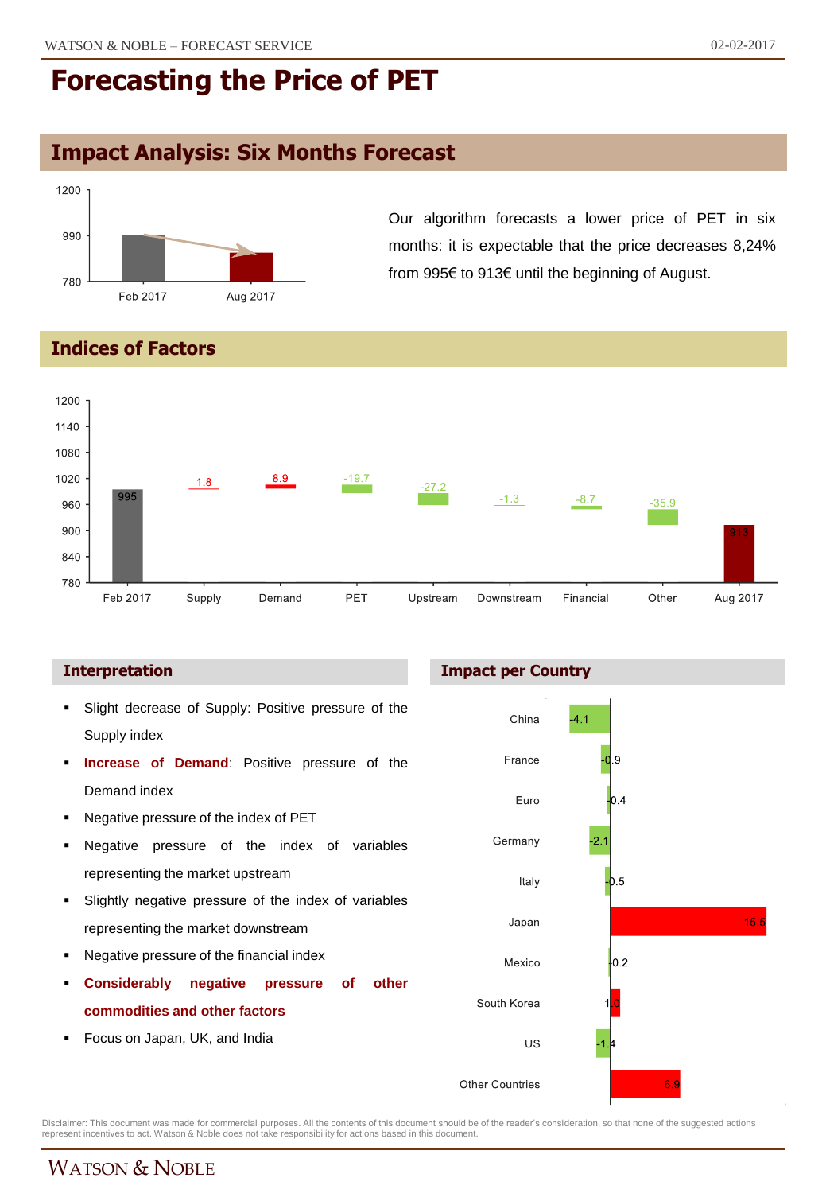# Forecasting the Price of PET

## Impact Analysis: Six Months Forecast

Our algorithm forecasts a lower price of PET in six months: it is expectable that the price decreases 8,24% from 995€ to 913€ until the beginning of August.

## Indices of Factors

| | Feb 2017 | Supply | Demand | PET | Upstream | Downstream | Financial | Other | Aug 2017 |
|---|---|---|---|---|---|---|---|---|---|
| Value | 995 | 1.8 | 8.9 | -19.7 | -27.2 | -1.3 | -8.7 | -35.9 | 913 |

### Interpretation

- Slight decrease of Supply: Positive pressure of the Supply index
- **Increase of Demand**: Positive pressure of the Demand index
- Negative pressure of the index of PET
- Negative pressure of the index of variables representing the market upstream
- Slightly negative pressure of the index of variables representing the market downstream
- Negative pressure of the financial index
- **Considerably negative pressure of other commodities and other factors**
- Focus on Japan, UK, and India

### Impact per Country

| Country | Impact |
|---|---|
| China | -4.1 |
| France | -0.9 |
| Euro | -0.4 |
| Germany | -2.1 |
| Italy | -0.5 |
| Japan | 15.5 |
| Mexico | -0.2 |
| South Korea | 1.0 |
| US | -1.4 |
| Other Countries | 6.9 |

Disclaimer: This document was made for commercial purposes. All the contents of this document should be of the reader's consideration, so that none of the suggested actions represent incentives to act. Watson & Noble does not take responsibility for actions based in this document.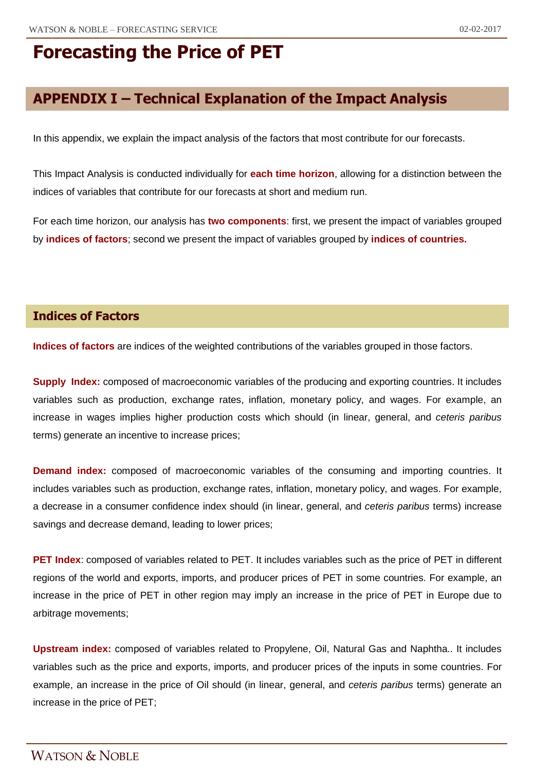# Forecasting the Price of PET

## APPENDIX I – Technical Explanation of the Impact Analysis

In this appendix, we explain the impact analysis of the factors that most contribute for our forecasts.

This Impact Analysis is conducted individually for **each time horizon**, allowing for a distinction between the indices of variables that contribute for our forecasts at short and medium run.

For each time horizon, our analysis has **two components**: first, we present the impact of variables grouped by **indices of factors**; second we present the impact of variables grouped by **indices of countries.**

### Indices of Factors

**Indices of factors** are indices of the weighted contributions of the variables grouped in those factors.

**Supply Index:** composed of macroeconomic variables of the producing and exporting countries. It includes variables such as production, exchange rates, inflation, monetary policy, and wages. For example, an increase in wages implies higher production costs which should (in linear, general, and *ceteris paribus* terms) generate an incentive to increase prices;

**Demand index:** composed of macroeconomic variables of the consuming and importing countries. It includes variables such as production, exchange rates, inflation, monetary policy, and wages. For example, a decrease in a consumer confidence index should (in linear, general, and *ceteris paribus* terms) increase savings and decrease demand, leading to lower prices;

**PET Index**: composed of variables related to PET. It includes variables such as the price of PET in different regions of the world and exports, imports, and producer prices of PET in some countries. For example, an increase in the price of PET in other region may imply an increase in the price of PET in Europe due to arbitrage movements;

**Upstream index:** composed of variables related to Propylene, Oil, Natural Gas and Naphtha.. It includes variables such as the price and exports, imports, and producer prices of the inputs in some countries. For example, an increase in the price of Oil should (in linear, general, and *ceteris paribus* terms) generate an increase in the price of PET;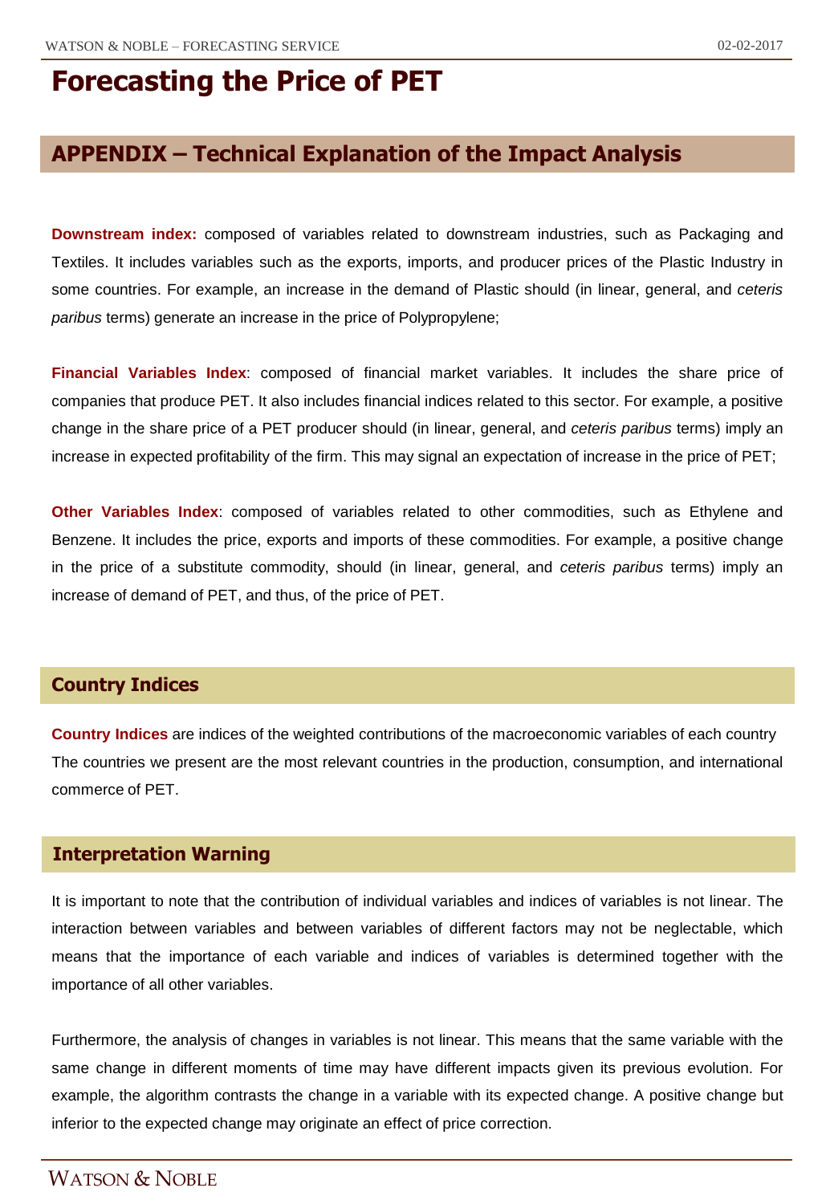# Forecasting the Price of PET

## APPENDIX – Technical Explanation of the Impact Analysis

**Downstream index:** composed of variables related to downstream industries, such as Packaging and Textiles. It includes variables such as the exports, imports, and producer prices of the Plastic Industry in some countries. For example, an increase in the demand of Plastic should (in linear, general, and *ceteris paribus* terms) generate an increase in the price of Polypropylene;

**Financial Variables Index**: composed of financial market variables. It includes the share price of companies that produce PET. It also includes financial indices related to this sector. For example, a positive change in the share price of a PET producer should (in linear, general, and *ceteris paribus* terms) imply an increase in expected profitability of the firm. This may signal an expectation of increase in the price of PET;

**Other Variables Index**: composed of variables related to other commodities, such as Ethylene and Benzene. It includes the price, exports and imports of these commodities. For example, a positive change in the price of a substitute commodity, should (in linear, general, and *ceteris paribus* terms) imply an increase of demand of PET, and thus, of the price of PET.

## Country Indices

**Country Indices** are indices of the weighted contributions of the macroeconomic variables of each country The countries we present are the most relevant countries in the production, consumption, and international commerce of PET.

## Interpretation Warning

It is important to note that the contribution of individual variables and indices of variables is not linear. The interaction between variables and between variables of different factors may not be neglectable, which means that the importance of each variable and indices of variables is determined together with the importance of all other variables.

Furthermore, the analysis of changes in variables is not linear. This means that the same variable with the same change in different moments of time may have different impacts given its previous evolution. For example, the algorithm contrasts the change in a variable with its expected change. A positive change but inferior to the expected change may originate an effect of price correction.